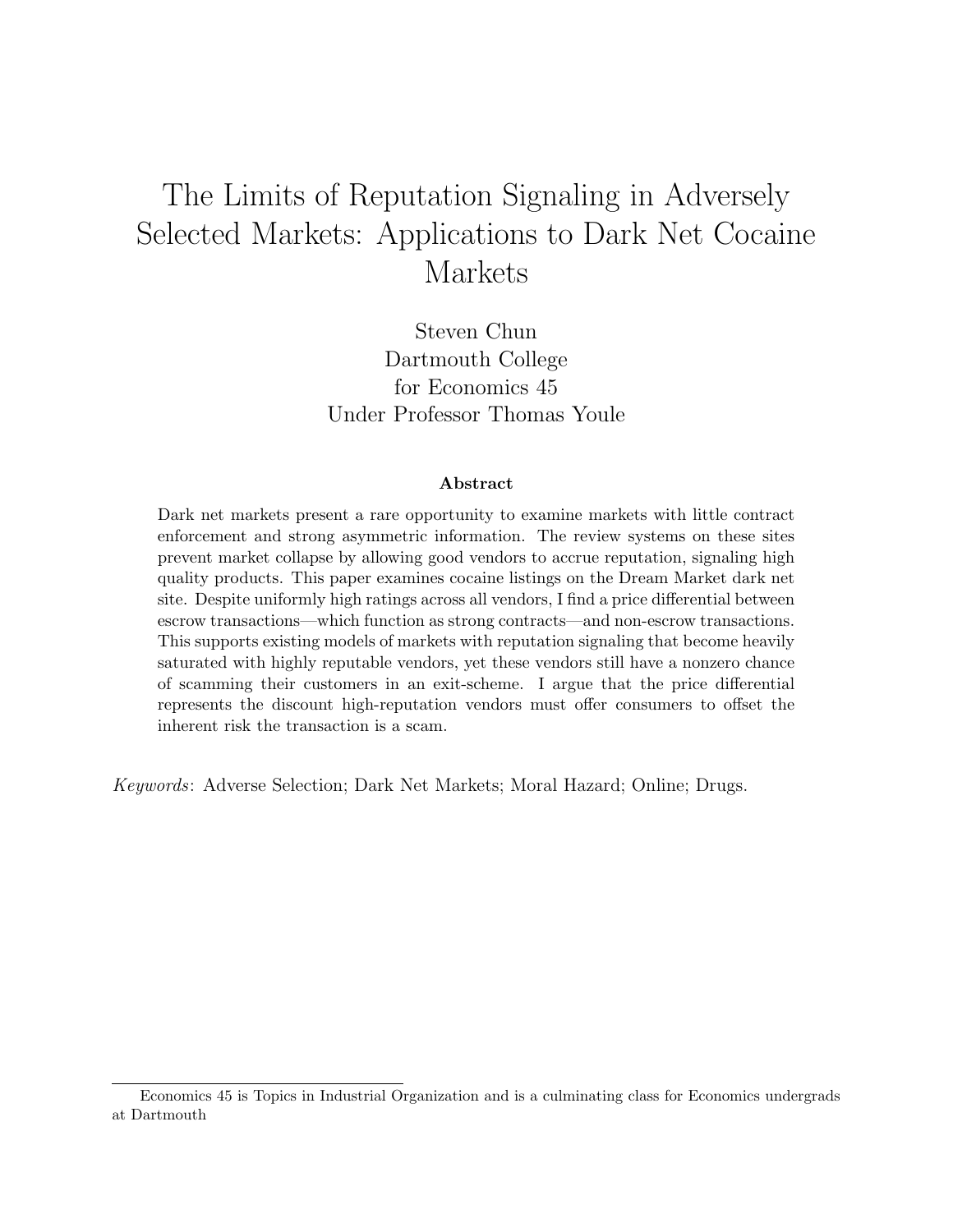# The Limits of Reputation Signaling in Adversely Selected Markets: Applications to Dark Net Cocaine Markets

Steven Chun
Dartmouth College
for Economics 45
Under Professor Thomas Youle

### Abstract

Dark net markets present a rare opportunity to examine markets with little contract enforcement and strong asymmetric information. The review systems on these sites prevent market collapse by allowing good vendors to accrue reputation, signaling high quality products. This paper examines cocaine listings on the Dream Market dark net site. Despite uniformly high ratings across all vendors, I find a price differential between escrow transactions—which function as strong contracts—and non-escrow transactions. This supports existing models of markets with reputation signaling that become heavily saturated with highly reputable vendors, yet these vendors still have a nonzero chance of scamming their customers in an exit-scheme. I argue that the price differential represents the discount high-reputation vendors must offer consumers to offset the inherent risk the transaction is a scam.

*Keywords*: Adverse Selection; Dark Net Markets; Moral Hazard; Online; Drugs.

---

Economics 45 is Topics in Industrial Organization and is a culminating class for Economics undergrads at Dartmouth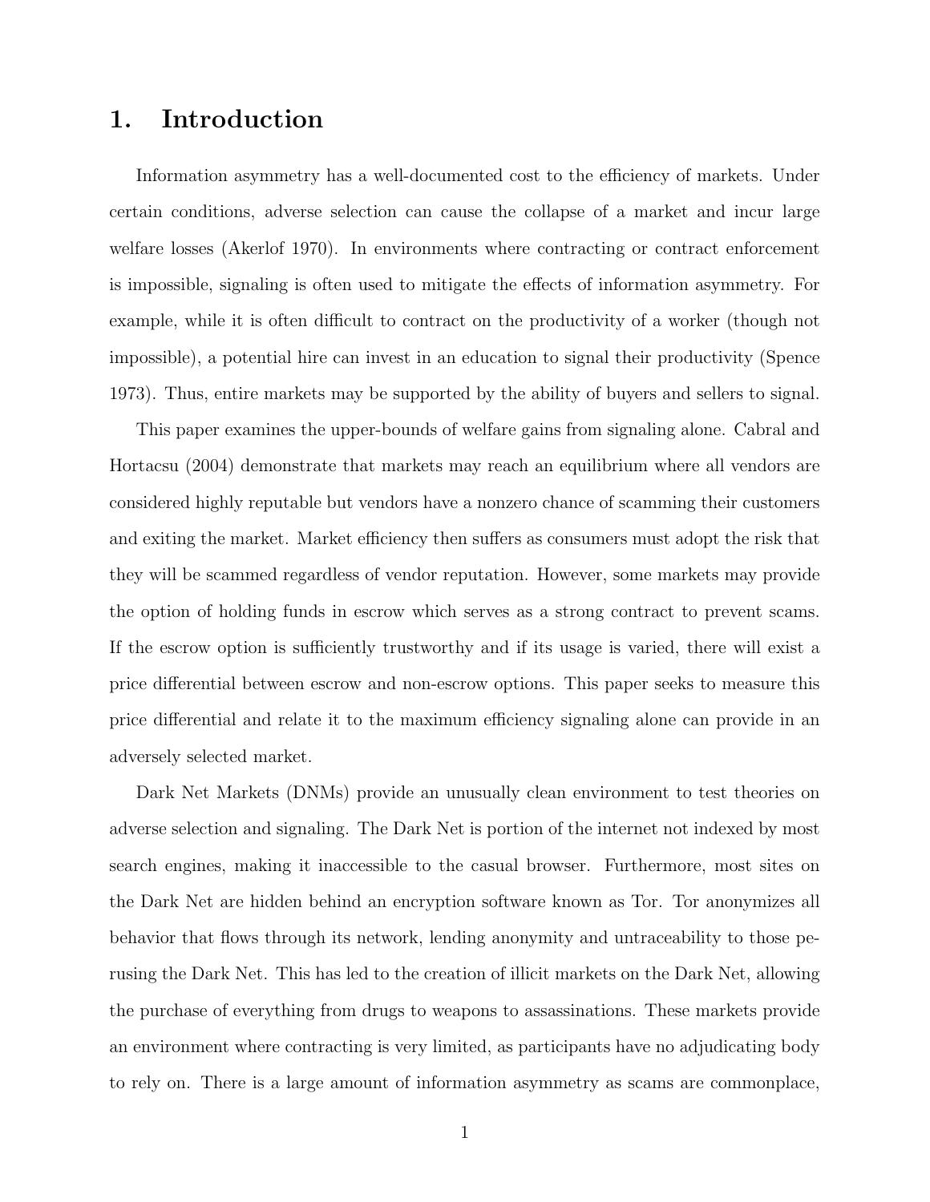# 1. Introduction

Information asymmetry has a well-documented cost to the efficiency of markets. Under certain conditions, adverse selection can cause the collapse of a market and incur large welfare losses (Akerlof 1970). In environments where contracting or contract enforcement is impossible, signaling is often used to mitigate the effects of information asymmetry. For example, while it is often difficult to contract on the productivity of a worker (though not impossible), a potential hire can invest in an education to signal their productivity (Spence 1973). Thus, entire markets may be supported by the ability of buyers and sellers to signal.

This paper examines the upper-bounds of welfare gains from signaling alone. Cabral and Hortacsu (2004) demonstrate that markets may reach an equilibrium where all vendors are considered highly reputable but vendors have a nonzero chance of scamming their customers and exiting the market. Market efficiency then suffers as consumers must adopt the risk that they will be scammed regardless of vendor reputation. However, some markets may provide the option of holding funds in escrow which serves as a strong contract to prevent scams. If the escrow option is sufficiently trustworthy and if its usage is varied, there will exist a price differential between escrow and non-escrow options. This paper seeks to measure this price differential and relate it to the maximum efficiency signaling alone can provide in an adversely selected market.

Dark Net Markets (DNMs) provide an unusually clean environment to test theories on adverse selection and signaling. The Dark Net is portion of the internet not indexed by most search engines, making it inaccessible to the casual browser. Furthermore, most sites on the Dark Net are hidden behind an encryption software known as Tor. Tor anonymizes all behavior that flows through its network, lending anonymity and untraceability to those perusing the Dark Net. This has led to the creation of illicit markets on the Dark Net, allowing the purchase of everything from drugs to weapons to assassinations. These markets provide an environment where contracting is very limited, as participants have no adjudicating body to rely on. There is a large amount of information asymmetry as scams are commonplace,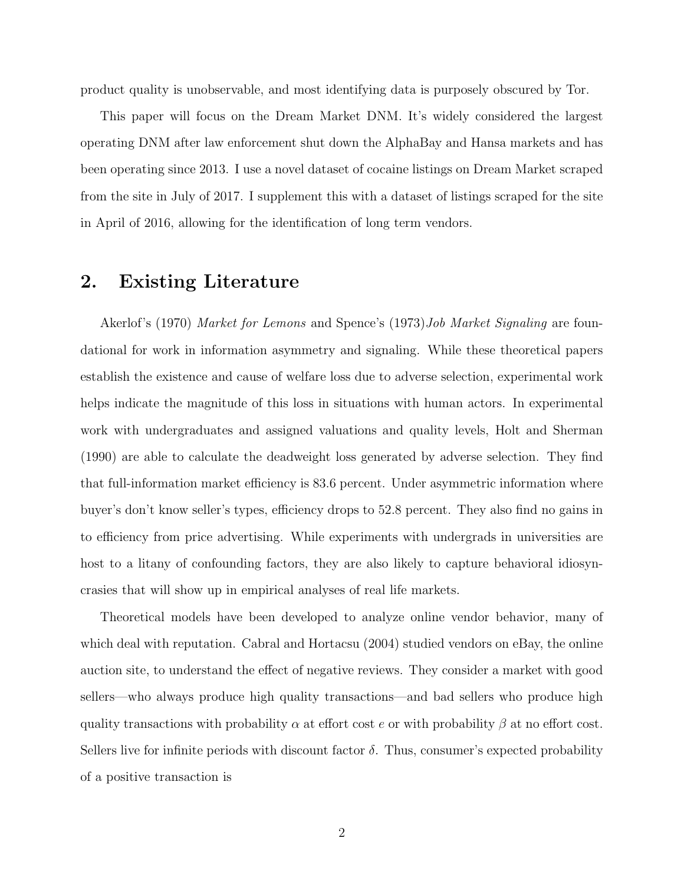product quality is unobservable, and most identifying data is purposely obscured by Tor.

This paper will focus on the Dream Market DNM. It's widely considered the largest operating DNM after law enforcement shut down the AlphaBay and Hansa markets and has been operating since 2013. I use a novel dataset of cocaine listings on Dream Market scraped from the site in July of 2017. I supplement this with a dataset of listings scraped for the site in April of 2016, allowing for the identification of long term vendors.

## 2. Existing Literature

Akerlof's (1970) *Market for Lemons* and Spence's (1973)*Job Market Signaling* are foundational for work in information asymmetry and signaling. While these theoretical papers establish the existence and cause of welfare loss due to adverse selection, experimental work helps indicate the magnitude of this loss in situations with human actors. In experimental work with undergraduates and assigned valuations and quality levels, Holt and Sherman (1990) are able to calculate the deadweight loss generated by adverse selection. They find that full-information market efficiency is 83.6 percent. Under asymmetric information where buyer's don't know seller's types, efficiency drops to 52.8 percent. They also find no gains in to efficiency from price advertising. While experiments with undergrads in universities are host to a litany of confounding factors, they are also likely to capture behavioral idiosyncrasies that will show up in empirical analyses of real life markets.

Theoretical models have been developed to analyze online vendor behavior, many of which deal with reputation. Cabral and Hortacsu (2004) studied vendors on eBay, the online auction site, to understand the effect of negative reviews. They consider a market with good sellers—who always produce high quality transactions—and bad sellers who produce high quality transactions with probability $\alpha$ at effort cost $e$ or with probability $\beta$ at no effort cost. Sellers live for infinite periods with discount factor $\delta$. Thus, consumer's expected probability of a positive transaction is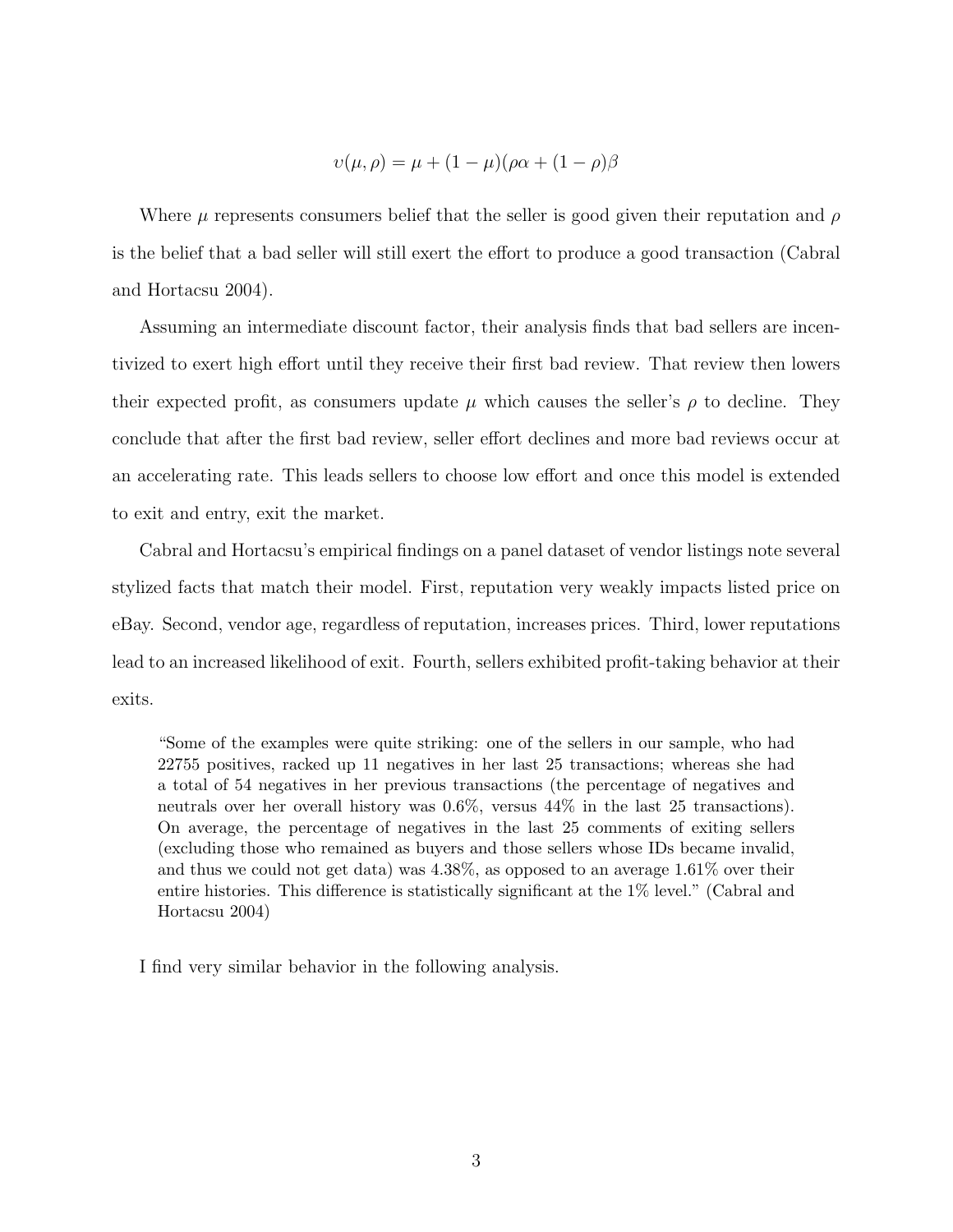$$\upsilon(\mu, \rho) = \mu + (1 - \mu)(\rho\alpha + (1 - \rho)\beta$$

Where $\mu$ represents consumers belief that the seller is good given their reputation and $\rho$ is the belief that a bad seller will still exert the effort to produce a good transaction (Cabral and Hortacsu 2004).

Assuming an intermediate discount factor, their analysis finds that bad sellers are incentivized to exert high effort until they receive their first bad review. That review then lowers their expected profit, as consumers update $\mu$ which causes the seller's $\rho$ to decline. They conclude that after the first bad review, seller effort declines and more bad reviews occur at an accelerating rate. This leads sellers to choose low effort and once this model is extended to exit and entry, exit the market.

Cabral and Hortacsu's empirical findings on a panel dataset of vendor listings note several stylized facts that match their model. First, reputation very weakly impacts listed price on eBay. Second, vendor age, regardless of reputation, increases prices. Third, lower reputations lead to an increased likelihood of exit. Fourth, sellers exhibited profit-taking behavior at their exits.

> "Some of the examples were quite striking: one of the sellers in our sample, who had 22755 positives, racked up 11 negatives in her last 25 transactions; whereas she had a total of 54 negatives in her previous transactions (the percentage of negatives and neutrals over her overall history was 0.6%, versus 44% in the last 25 transactions). On average, the percentage of negatives in the last 25 comments of exiting sellers (excluding those who remained as buyers and those sellers whose IDs became invalid, and thus we could not get data) was 4.38%, as opposed to an average 1.61% over their entire histories. This difference is statistically significant at the 1% level." (Cabral and Hortacsu 2004)

I find very similar behavior in the following analysis.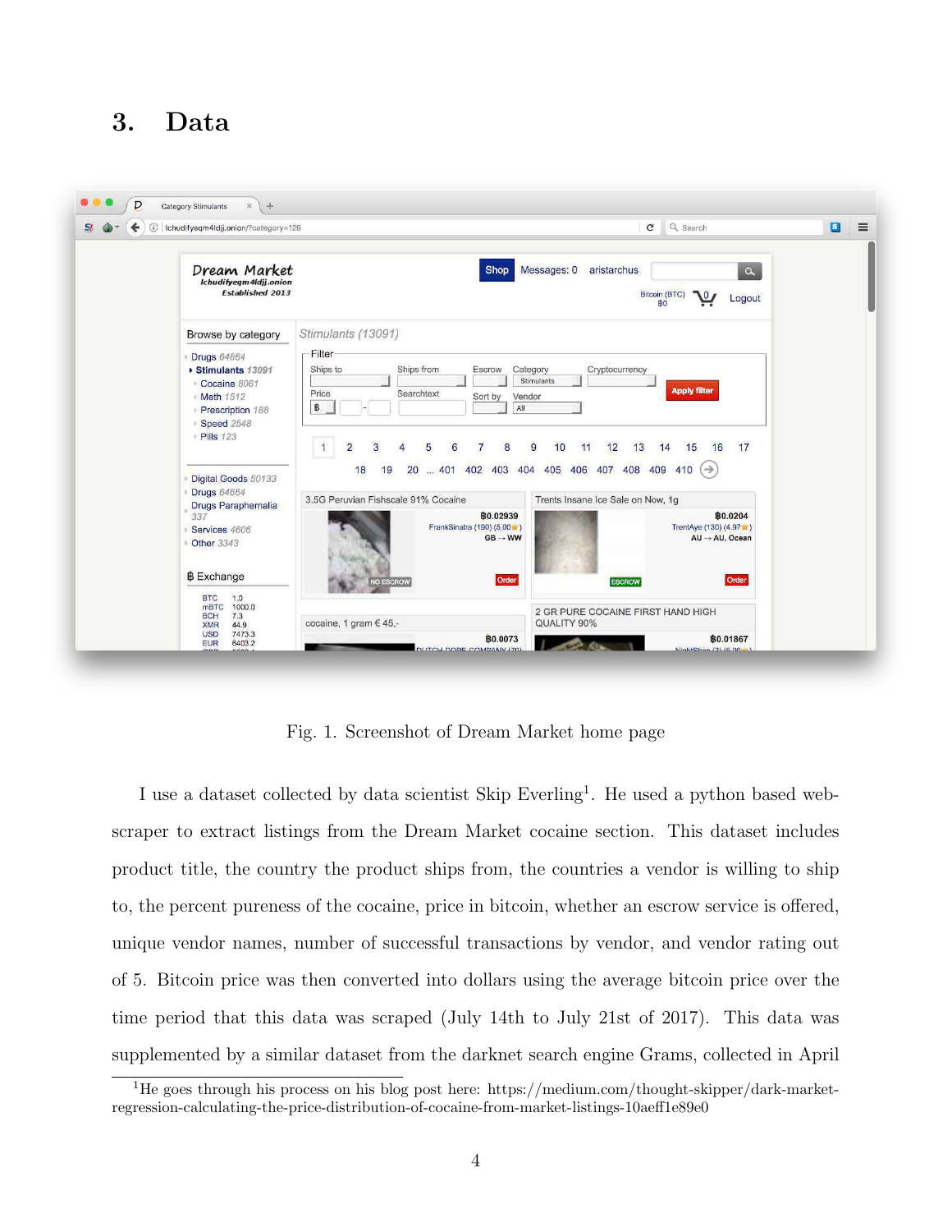# 3. Data

Fig. 1. Screenshot of Dream Market home page

I use a dataset collected by data scientist Skip Everling[1]. He used a python based web-scraper to extract listings from the Dream Market cocaine section. This dataset includes product title, the country the product ships from, the countries a vendor is willing to ship to, the percent pureness of the cocaine, price in bitcoin, whether an escrow service is offered, unique vendor names, number of successful transactions by vendor, and vendor rating out of 5. Bitcoin price was then converted into dollars using the average bitcoin price over the time period that this data was scraped (July 14th to July 21st of 2017). This data was supplemented by a similar dataset from the darknet search engine Grams, collected in April

[1] He goes through his process on his blog post here: https://medium.com/thought-skipper/dark-market-regression-calculating-the-price-distribution-of-cocaine-from-market-listings-10aeff1e89e0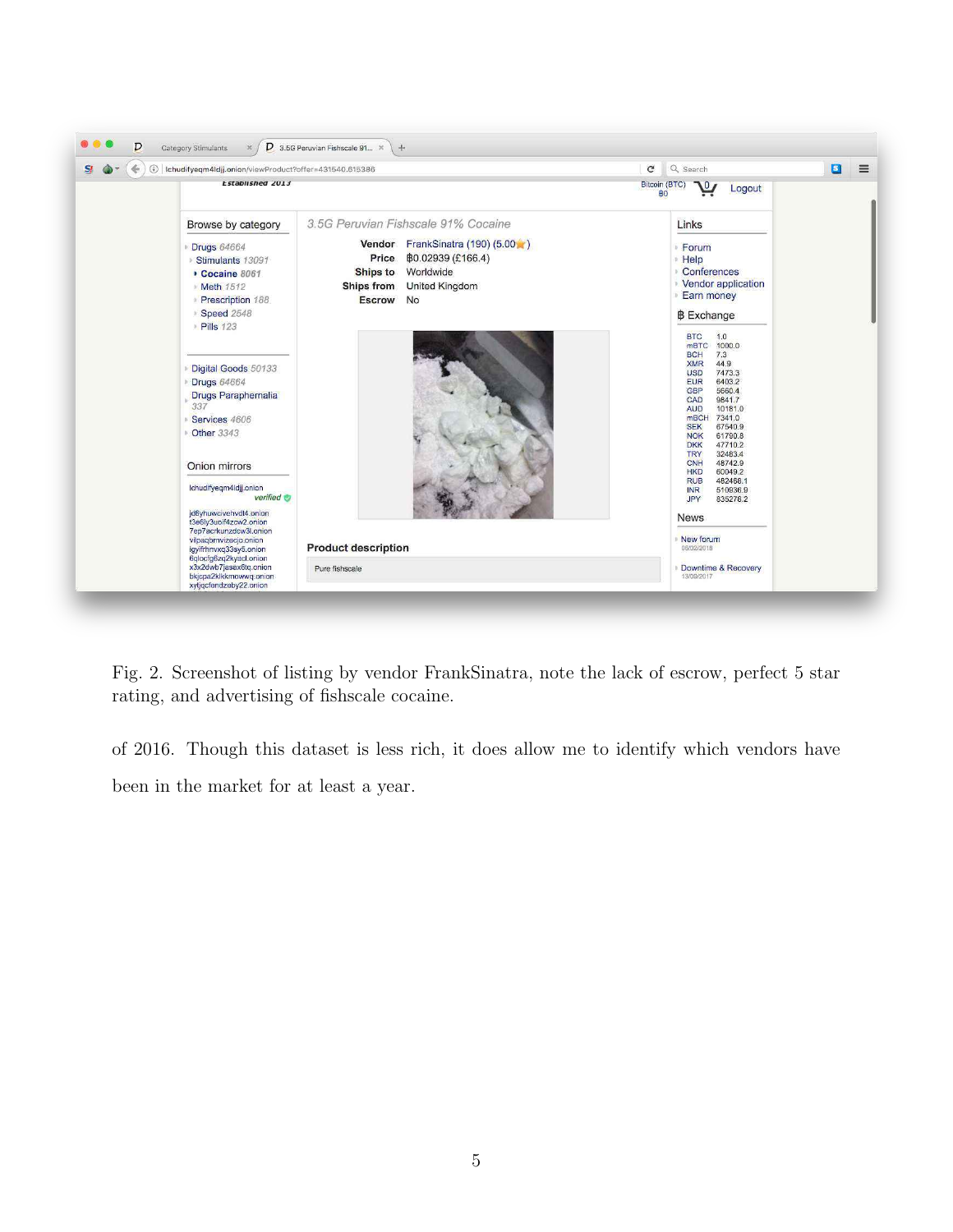Fig. 2. Screenshot of listing by vendor FrankSinatra, note the lack of escrow, perfect 5 star rating, and advertising of fishscale cocaine.

of 2016. Though this dataset is less rich, it does allow me to identify which vendors have been in the market for at least a year.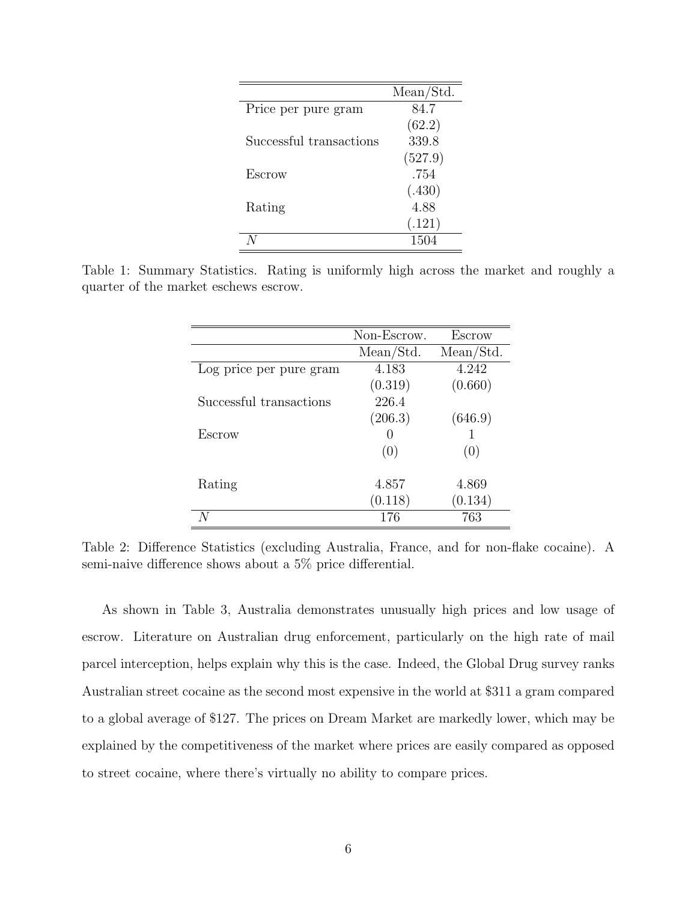| | Mean/Std. |
|---|---|
| Price per pure gram | 84.7 |
| | (62.2) |
| Successful transactions | 339.8 |
| | (527.9) |
| Escrow | .754 |
| | (.430) |
| Rating | 4.88 |
| | (.121) |
| $N$ | 1504 |

Table 1: Summary Statistics. Rating is uniformly high across the market and roughly a quarter of the market eschews escrow.

| | Non-Escrow. | Escrow |
|---|---|---|
| | Mean/Std. | Mean/Std. |
| Log price per pure gram | 4.183 | 4.242 |
| | (0.319) | (0.660) |
| Successful transactions | 226.4 | |
| | (206.3) | (646.9) |
| Escrow | 0 | 1 |
| | (0) | (0) |
| Rating | 4.857 | 4.869 |
| | (0.118) | (0.134) |
| $N$ | 176 | 763 |

Table 2: Difference Statistics (excluding Australia, France, and for non-flake cocaine). A semi-naive difference shows about a 5% price differential.

As shown in Table 3, Australia demonstrates unusually high prices and low usage of escrow. Literature on Australian drug enforcement, particularly on the high rate of mail parcel interception, helps explain why this is the case. Indeed, the Global Drug survey ranks Australian street cocaine as the second most expensive in the world at $311 a gram compared to a global average of $127. The prices on Dream Market are markedly lower, which may be explained by the competitiveness of the market where prices are easily compared as opposed to street cocaine, where there's virtually no ability to compare prices.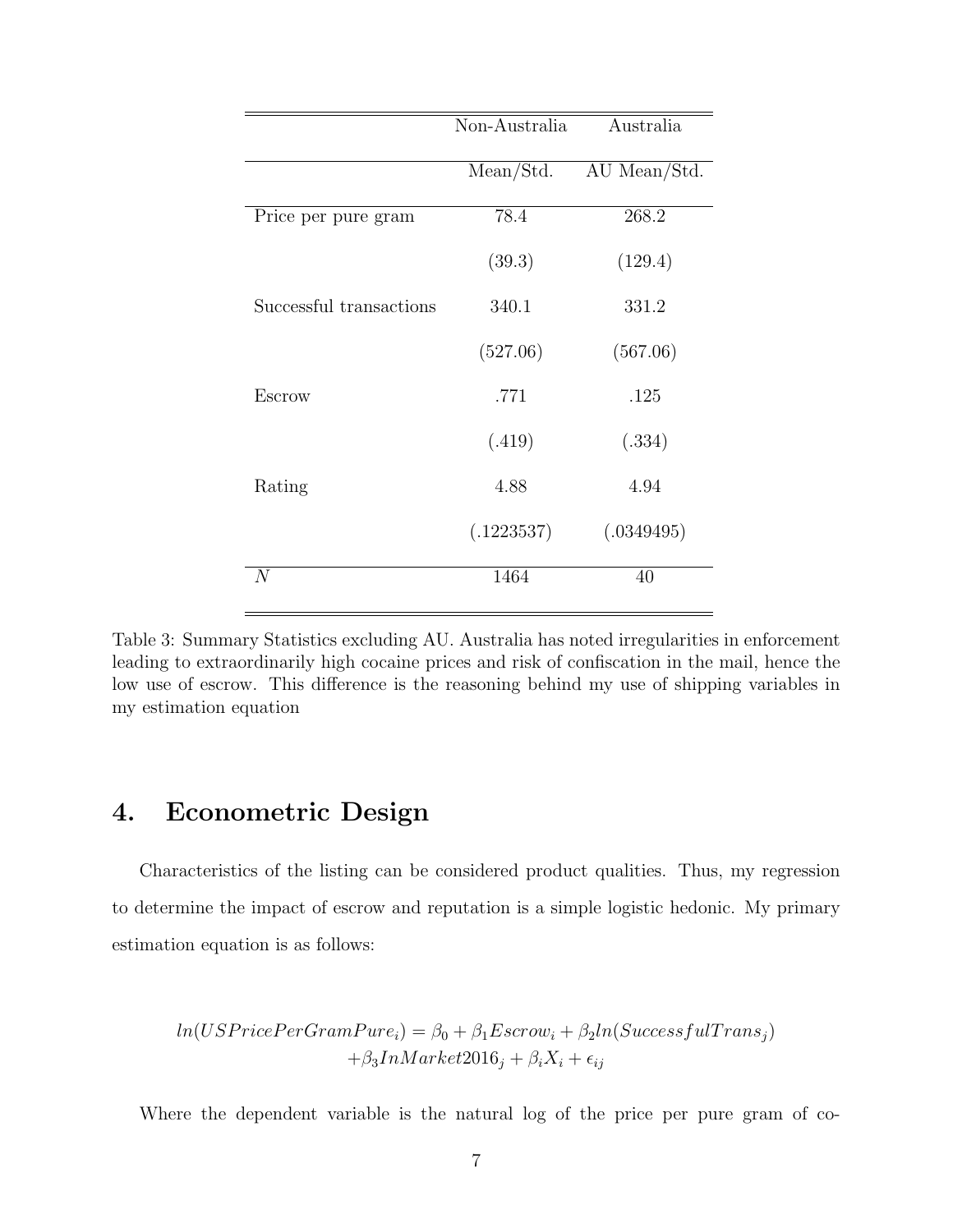| | Non-Australia | Australia |
|---|---|---|
| | Mean/Std. | AU Mean/Std. |
| Price per pure gram | 78.4 | 268.2 |
| | (39.3) | (129.4) |
| Successful transactions | 340.1 | 331.2 |
| | (527.06) | (567.06) |
| Escrow | .771 | .125 |
| | (.419) | (.334) |
| Rating | 4.88 | 4.94 |
| | (.1223537) | (.0349495) |
| $N$ | 1464 | 40 |

Table 3: Summary Statistics excluding AU. Australia has noted irregularities in enforcement leading to extraordinarily high cocaine prices and risk of confiscation in the mail, hence the low use of escrow. This difference is the reasoning behind my use of shipping variables in my estimation equation

## 4. Econometric Design

Characteristics of the listing can be considered product qualities. Thus, my regression to determine the impact of escrow and reputation is a simple logistic hedonic. My primary estimation equation is as follows:

$$ln(USPricePerGramPure_i) = \beta_0 + \beta_1 Escrow_i + \beta_2 ln(SuccessfulTrans_j) + \beta_3 InMarket2016_j + \beta_i X_i + \epsilon_{ij}$$

Where the dependent variable is the natural log of the price per pure gram of co-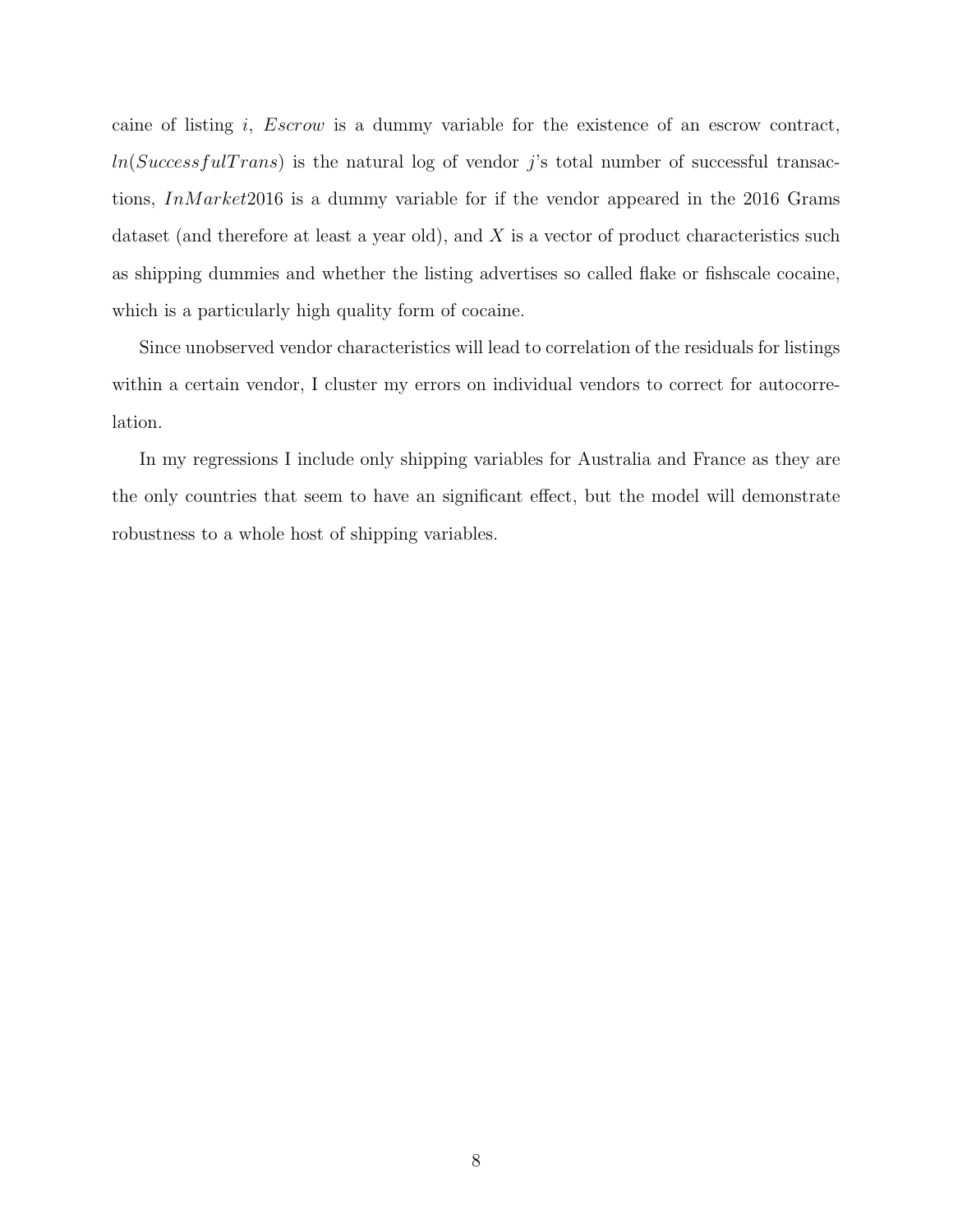caine of listing $i$, $Escrow$ is a dummy variable for the existence of an escrow contract, $ln(SuccessfulTrans)$ is the natural log of vendor $j$'s total number of successful transactions, $InMarket2016$ is a dummy variable for if the vendor appeared in the 2016 Grams dataset (and therefore at least a year old), and $X$ is a vector of product characteristics such as shipping dummies and whether the listing advertises so called flake or fishscale cocaine, which is a particularly high quality form of cocaine.

Since unobserved vendor characteristics will lead to correlation of the residuals for listings within a certain vendor, I cluster my errors on individual vendors to correct for autocorrelation.

In my regressions I include only shipping variables for Australia and France as they are the only countries that seem to have an significant effect, but the model will demonstrate robustness to a whole host of shipping variables.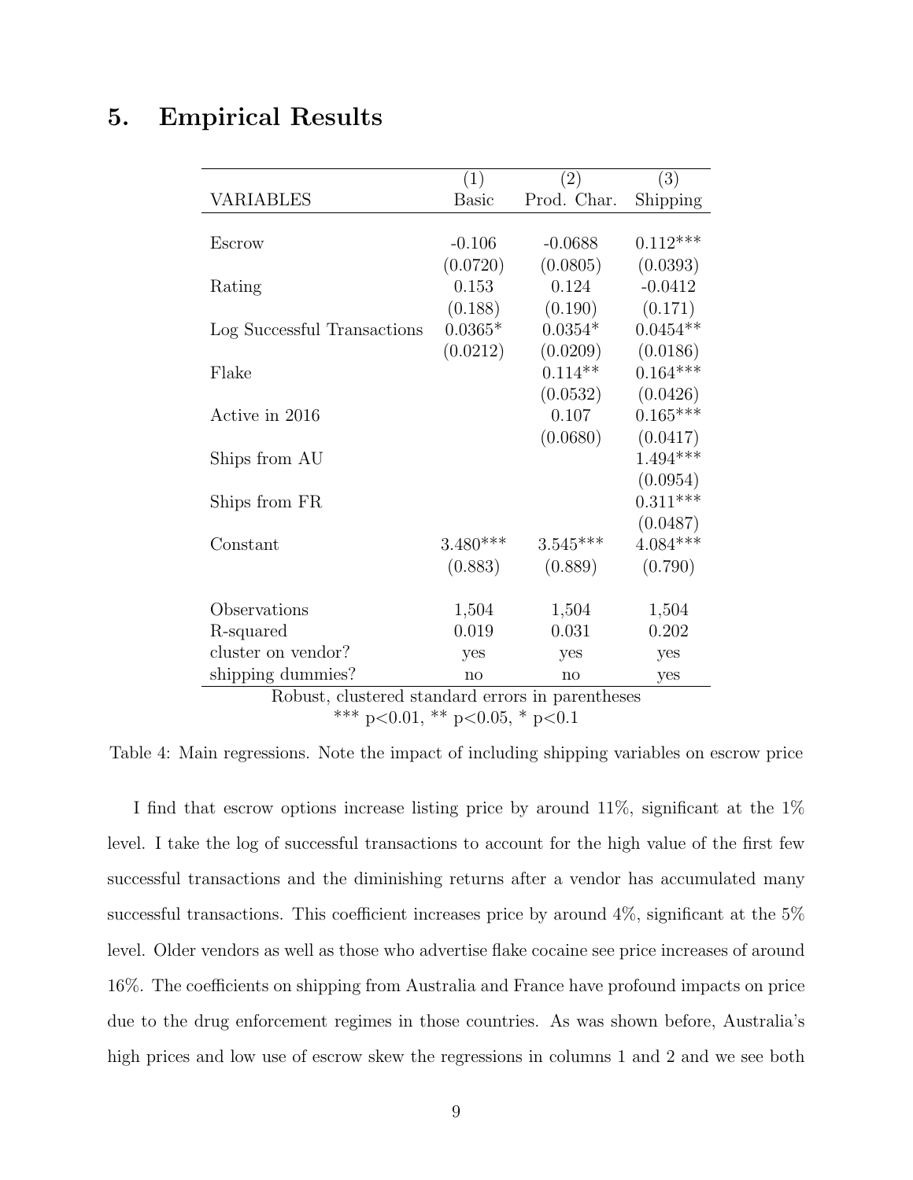## 5. Empirical Results

| | (1) | (2) | (3) |
|---|---|---|---|
| VARIABLES | Basic | Prod. Char. | Shipping |
| Escrow | -0.106 | -0.0688 | 0.112*** |
| | (0.0720) | (0.0805) | (0.0393) |
| Rating | 0.153 | 0.124 | -0.0412 |
| | (0.188) | (0.190) | (0.171) |
| Log Successful Transactions | 0.0365* | 0.0354* | 0.0454** |
| | (0.0212) | (0.0209) | (0.0186) |
| Flake | | 0.114** | 0.164*** |
| | | (0.0532) | (0.0426) |
| Active in 2016 | | 0.107 | 0.165*** |
| | | (0.0680) | (0.0417) |
| Ships from AU | | | 1.494*** |
| | | | (0.0954) |
| Ships from FR | | | 0.311*** |
| | | | (0.0487) |
| Constant | 3.480*** | 3.545*** | 4.084*** |
| | (0.883) | (0.889) | (0.790) |
| Observations | 1,504 | 1,504 | 1,504 |
| R-squared | 0.019 | 0.031 | 0.202 |
| cluster on vendor? | yes | yes | yes |
| shipping dummies? | no | no | yes |

Robust, clustered standard errors in parentheses

*** p<0.01, ** p<0.05, * p<0.1

Table 4: Main regressions. Note the impact of including shipping variables on escrow price

I find that escrow options increase listing price by around 11%, significant at the 1% level. I take the log of successful transactions to account for the high value of the first few successful transactions and the diminishing returns after a vendor has accumulated many successful transactions. This coefficient increases price by around 4%, significant at the 5% level. Older vendors as well as those who advertise flake cocaine see price increases of around 16%. The coefficients on shipping from Australia and France have profound impacts on price due to the drug enforcement regimes in those countries. As was shown before, Australia's high prices and low use of escrow skew the regressions in columns 1 and 2 and we see both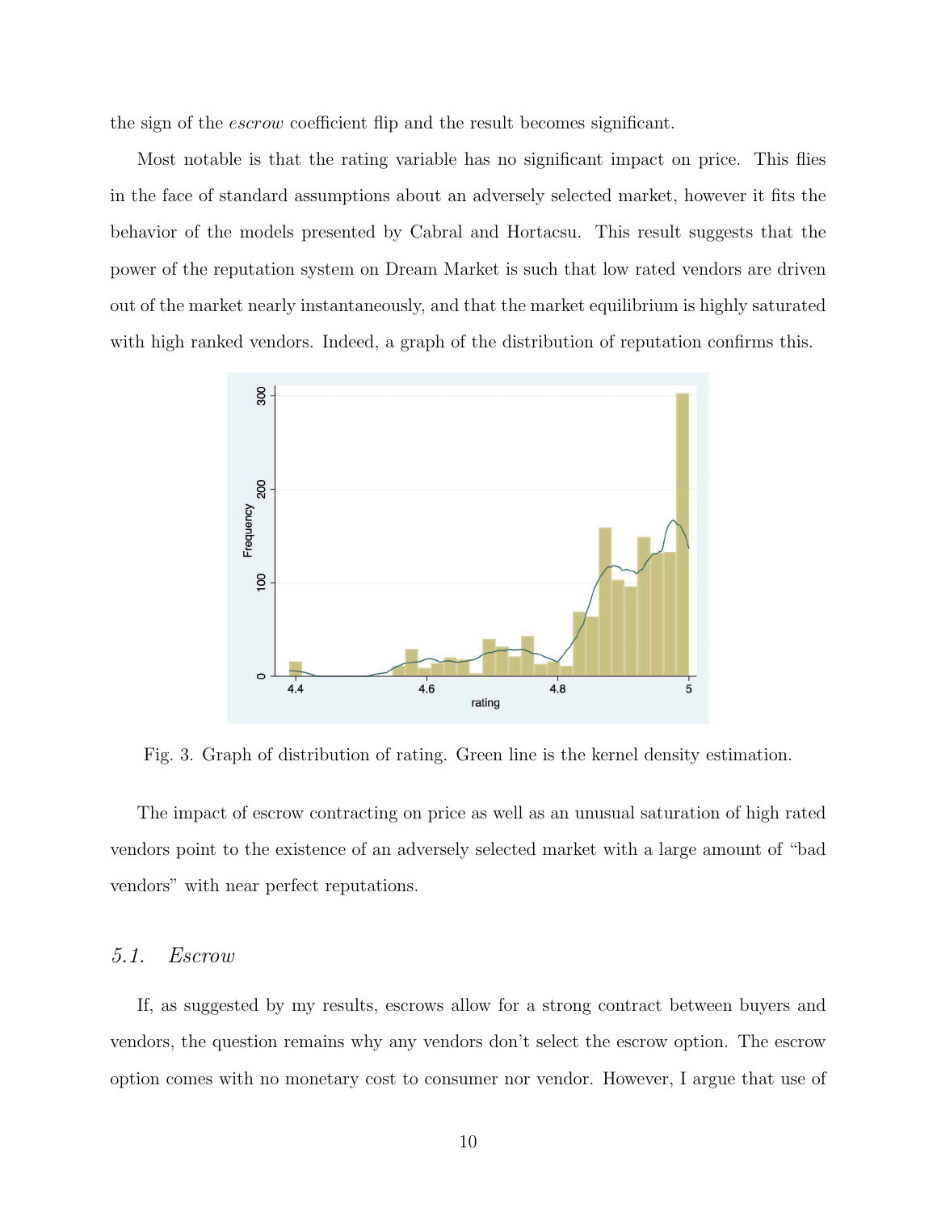the sign of the *escrow* coefficient flip and the result becomes significant.

Most notable is that the rating variable has no significant impact on price. This flies in the face of standard assumptions about an adversely selected market, however it fits the behavior of the models presented by Cabral and Hortacsu. This result suggests that the power of the reputation system on Dream Market is such that low rated vendors are driven out of the market nearly instantaneously, and that the market equilibrium is highly saturated with high ranked vendors. Indeed, a graph of the distribution of reputation confirms this.

Fig. 3. Graph of distribution of rating. Green line is the kernel density estimation.

The impact of escrow contracting on price as well as an unusual saturation of high rated vendors point to the existence of an adversely selected market with a large amount of "bad vendors" with near perfect reputations.

## *5.1. Escrow*

If, as suggested by my results, escrows allow for a strong contract between buyers and vendors, the question remains why any vendors don't select the escrow option. The escrow option comes with no monetary cost to consumer nor vendor. However, I argue that use of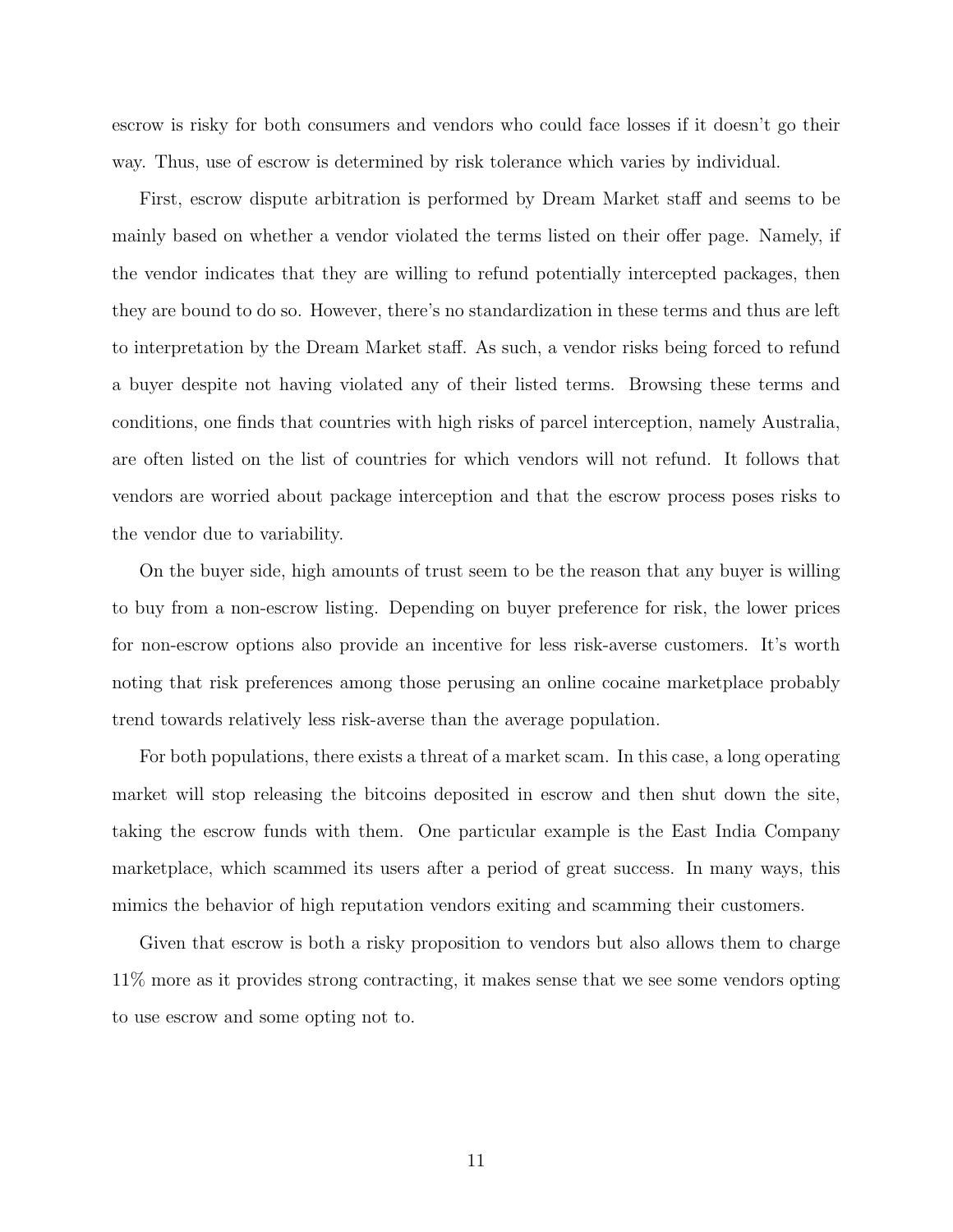escrow is risky for both consumers and vendors who could face losses if it doesn't go their way. Thus, use of escrow is determined by risk tolerance which varies by individual.

First, escrow dispute arbitration is performed by Dream Market staff and seems to be mainly based on whether a vendor violated the terms listed on their offer page. Namely, if the vendor indicates that they are willing to refund potentially intercepted packages, then they are bound to do so. However, there's no standardization in these terms and thus are left to interpretation by the Dream Market staff. As such, a vendor risks being forced to refund a buyer despite not having violated any of their listed terms. Browsing these terms and conditions, one finds that countries with high risks of parcel interception, namely Australia, are often listed on the list of countries for which vendors will not refund. It follows that vendors are worried about package interception and that the escrow process poses risks to the vendor due to variability.

On the buyer side, high amounts of trust seem to be the reason that any buyer is willing to buy from a non-escrow listing. Depending on buyer preference for risk, the lower prices for non-escrow options also provide an incentive for less risk-averse customers. It's worth noting that risk preferences among those perusing an online cocaine marketplace probably trend towards relatively less risk-averse than the average population.

For both populations, there exists a threat of a market scam. In this case, a long operating market will stop releasing the bitcoins deposited in escrow and then shut down the site, taking the escrow funds with them. One particular example is the East India Company marketplace, which scammed its users after a period of great success. In many ways, this mimics the behavior of high reputation vendors exiting and scamming their customers.

Given that escrow is both a risky proposition to vendors but also allows them to charge 11% more as it provides strong contracting, it makes sense that we see some vendors opting to use escrow and some opting not to.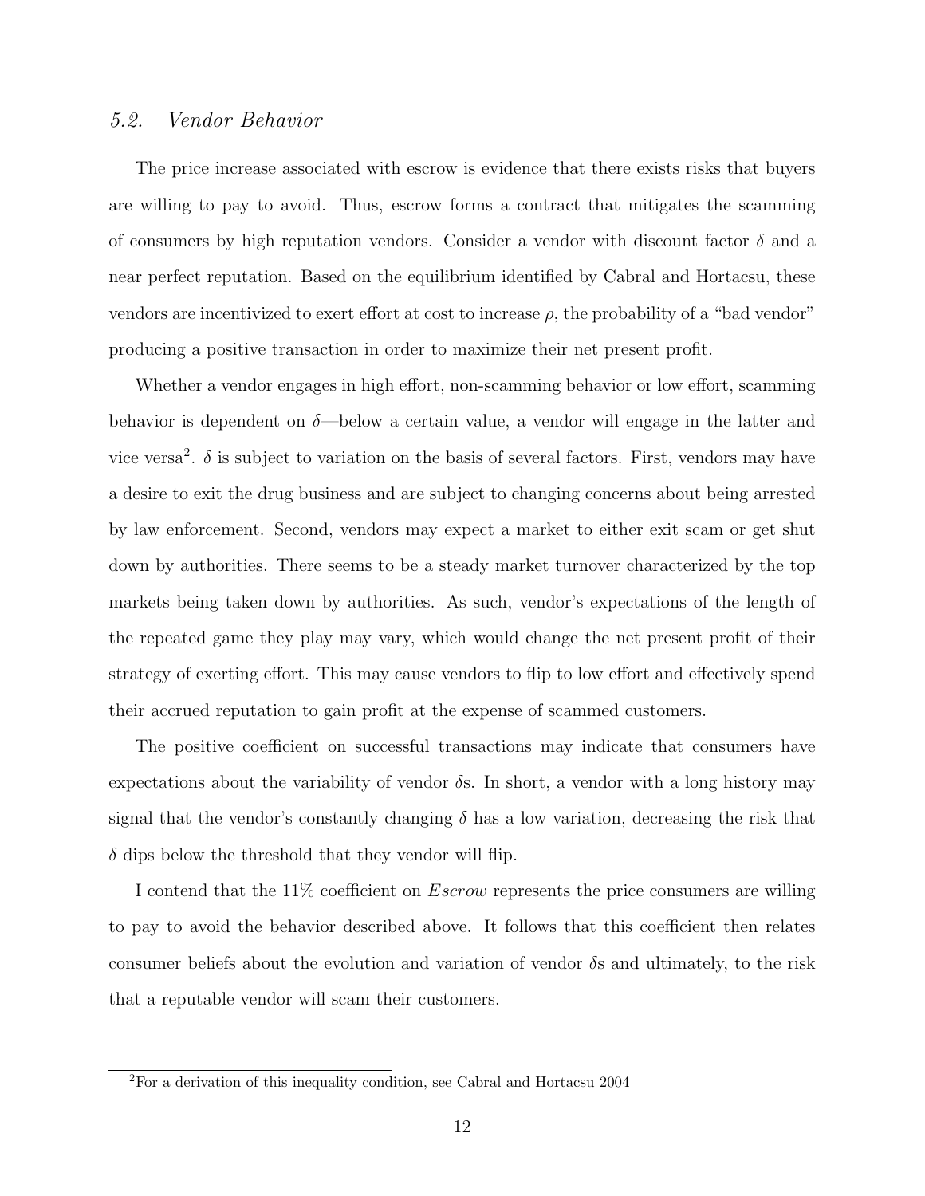### 5.2. Vendor Behavior

The price increase associated with escrow is evidence that there exists risks that buyers are willing to pay to avoid. Thus, escrow forms a contract that mitigates the scamming of consumers by high reputation vendors. Consider a vendor with discount factor $\delta$ and a near perfect reputation. Based on the equilibrium identified by Cabral and Hortacsu, these vendors are incentivized to exert effort at cost to increase $\rho$, the probability of a "bad vendor" producing a positive transaction in order to maximize their net present profit.

Whether a vendor engages in high effort, non-scamming behavior or low effort, scamming behavior is dependent on $\delta$—below a certain value, a vendor will engage in the latter and vice versa[2]. $\delta$ is subject to variation on the basis of several factors. First, vendors may have a desire to exit the drug business and are subject to changing concerns about being arrested by law enforcement. Second, vendors may expect a market to either exit scam or get shut down by authorities. There seems to be a steady market turnover characterized by the top markets being taken down by authorities. As such, vendor's expectations of the length of the repeated game they play may vary, which would change the net present profit of their strategy of exerting effort. This may cause vendors to flip to low effort and effectively spend their accrued reputation to gain profit at the expense of scammed customers.

The positive coefficient on successful transactions may indicate that consumers have expectations about the variability of vendor $\delta$s. In short, a vendor with a long history may signal that the vendor's constantly changing $\delta$ has a low variation, decreasing the risk that $\delta$ dips below the threshold that they vendor will flip.

I contend that the 11% coefficient on *Escrow* represents the price consumers are willing to pay to avoid the behavior described above. It follows that this coefficient then relates consumer beliefs about the evolution and variation of vendor $\delta$s and ultimately, to the risk that a reputable vendor will scam their customers.

[2] For a derivation of this inequality condition, see Cabral and Hortacsu 2004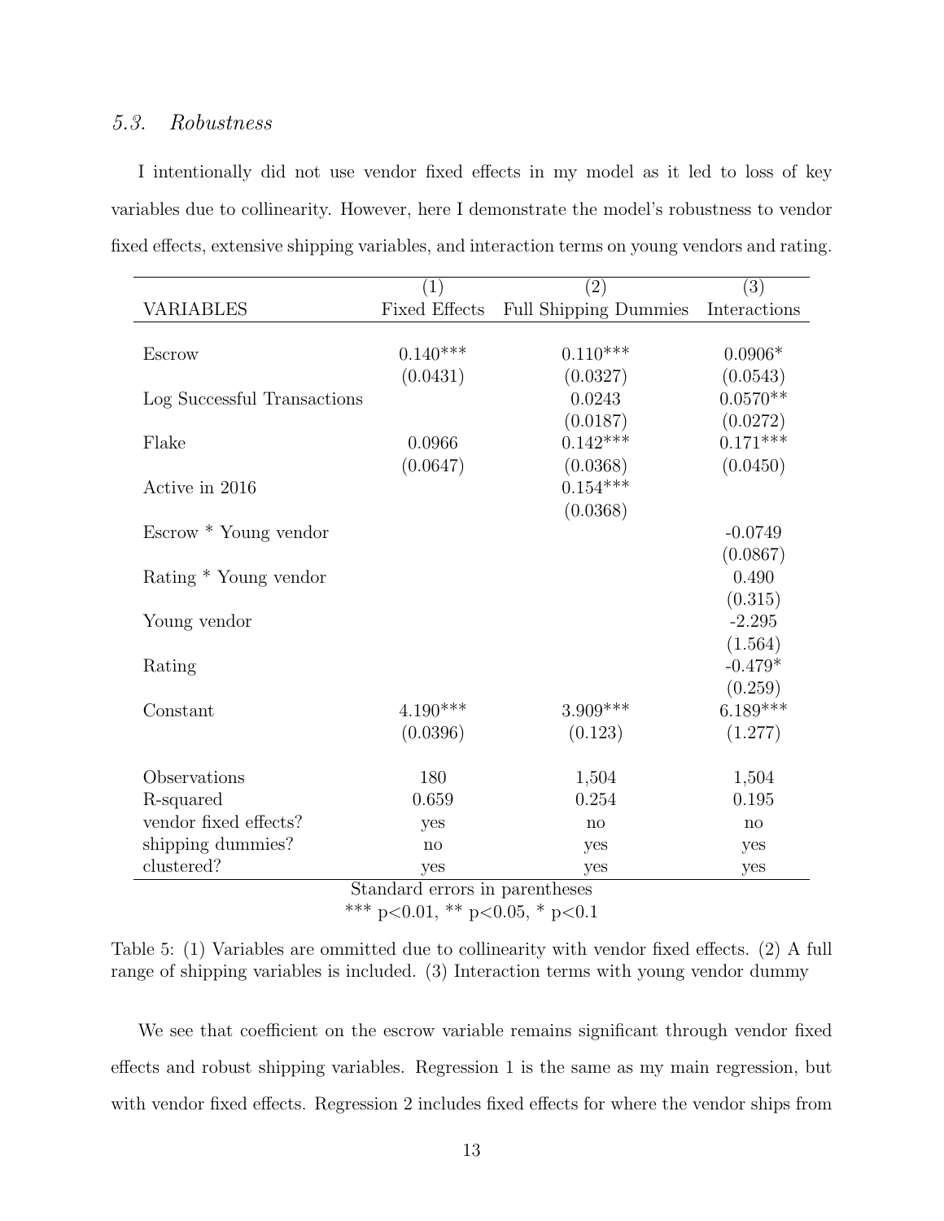### *5.3. Robustness*

I intentionally did not use vendor fixed effects in my model as it led to loss of key variables due to collinearity. However, here I demonstrate the model's robustness to vendor fixed effects, extensive shipping variables, and interaction terms on young vendors and rating.

| VARIABLES | (1) Fixed Effects | (2) Full Shipping Dummies | (3) Interactions |
|---|---|---|---|
| Escrow | 0.140*** | 0.110*** | 0.0906* |
| | (0.0431) | (0.0327) | (0.0543) |
| Log Successful Transactions | | 0.0243 | 0.0570** |
| | | (0.0187) | (0.0272) |
| Flake | 0.0966 | 0.142*** | 0.171*** |
| | (0.0647) | (0.0368) | (0.0450) |
| Active in 2016 | | 0.154*** | |
| | | (0.0368) | |
| Escrow * Young vendor | | | -0.0749 |
| | | | (0.0867) |
| Rating * Young vendor | | | 0.490 |
| | | | (0.315) |
| Young vendor | | | -2.295 |
| | | | (1.564) |
| Rating | | | -0.479* |
| | | | (0.259) |
| Constant | 4.190*** | 3.909*** | 6.189*** |
| | (0.0396) | (0.123) | (1.277) |
| Observations | 180 | 1,504 | 1,504 |
| R-squared | 0.659 | 0.254 | 0.195 |
| vendor fixed effects? | yes | no | no |
| shipping dummies? | no | yes | yes |
| clustered? | yes | yes | yes |

Standard errors in parentheses
*** p<0.01, ** p<0.05, * p<0.1

Table 5: (1) Variables are ommitted due to collinearity with vendor fixed effects. (2) A full range of shipping variables is included. (3) Interaction terms with young vendor dummy

We see that coefficient on the escrow variable remains significant through vendor fixed effects and robust shipping variables. Regression 1 is the same as my main regression, but with vendor fixed effects. Regression 2 includes fixed effects for where the vendor ships from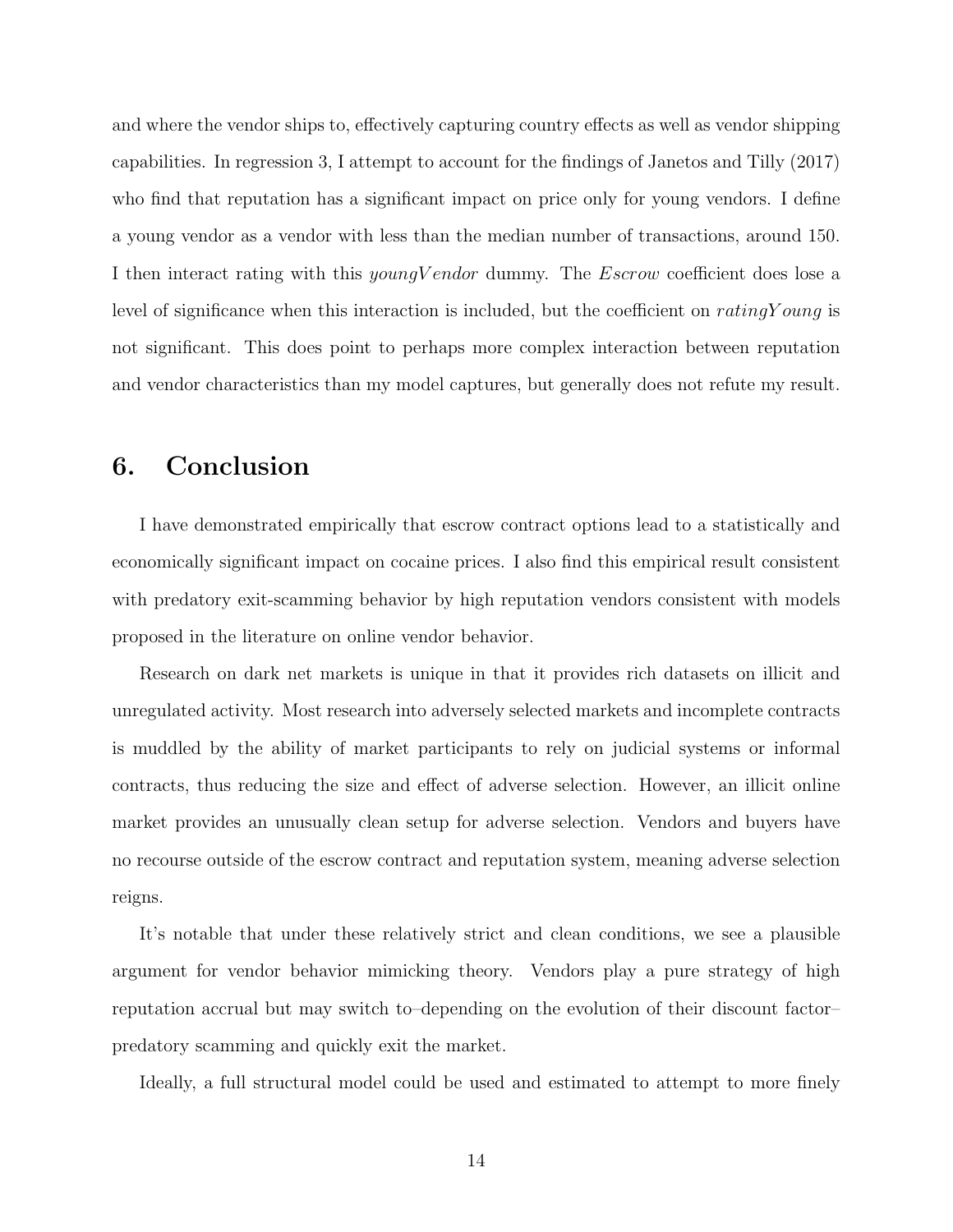and where the vendor ships to, effectively capturing country effects as well as vendor shipping capabilities. In regression 3, I attempt to account for the findings of Janetos and Tilly (2017) who find that reputation has a significant impact on price only for young vendors. I define a young vendor as a vendor with less than the median number of transactions, around 150. I then interact rating with this $youngVendor$ dummy. The $Escrow$ coefficient does lose a level of significance when this interaction is included, but the coefficient on $ratingYoung$ is not significant. This does point to perhaps more complex interaction between reputation and vendor characteristics than my model captures, but generally does not refute my result.

## 6. Conclusion

I have demonstrated empirically that escrow contract options lead to a statistically and economically significant impact on cocaine prices. I also find this empirical result consistent with predatory exit-scamming behavior by high reputation vendors consistent with models proposed in the literature on online vendor behavior.

Research on dark net markets is unique in that it provides rich datasets on illicit and unregulated activity. Most research into adversely selected markets and incomplete contracts is muddled by the ability of market participants to rely on judicial systems or informal contracts, thus reducing the size and effect of adverse selection. However, an illicit online market provides an unusually clean setup for adverse selection. Vendors and buyers have no recourse outside of the escrow contract and reputation system, meaning adverse selection reigns.

It's notable that under these relatively strict and clean conditions, we see a plausible argument for vendor behavior mimicking theory. Vendors play a pure strategy of high reputation accrual but may switch to–depending on the evolution of their discount factor–predatory scamming and quickly exit the market.

Ideally, a full structural model could be used and estimated to attempt to more finely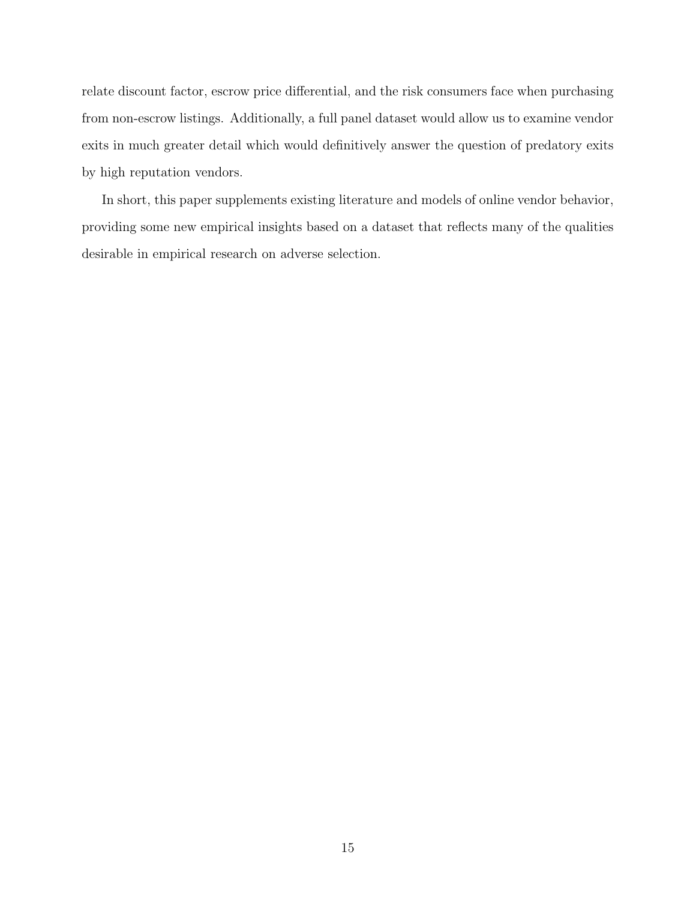relate discount factor, escrow price differential, and the risk consumers face when purchasing from non-escrow listings. Additionally, a full panel dataset would allow us to examine vendor exits in much greater detail which would definitively answer the question of predatory exits by high reputation vendors.

In short, this paper supplements existing literature and models of online vendor behavior, providing some new empirical insights based on a dataset that reflects many of the qualities desirable in empirical research on adverse selection.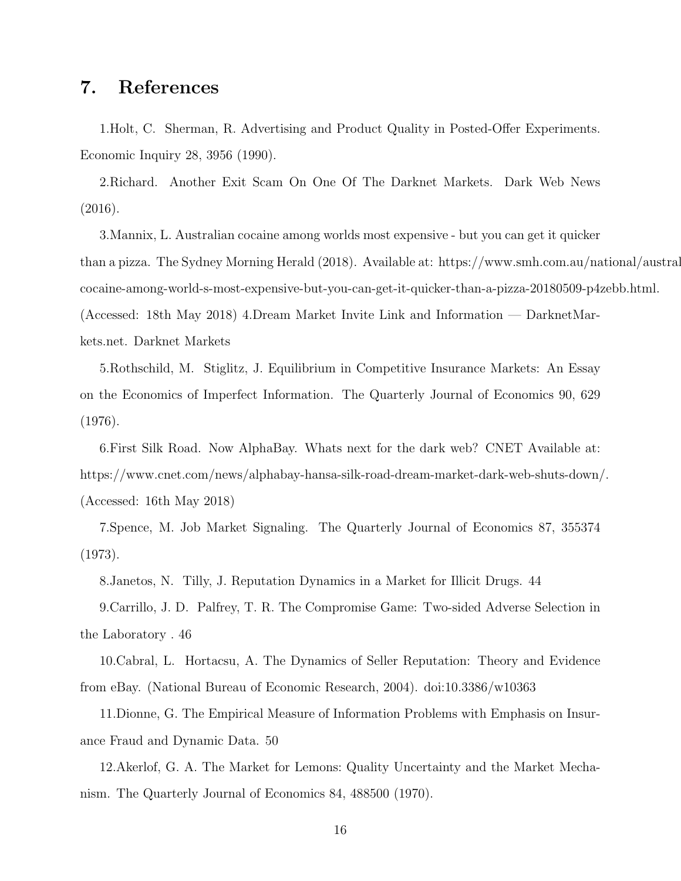## 7. References

1.Holt, C. Sherman, R. Advertising and Product Quality in Posted-Offer Experiments. Economic Inquiry 28, 3956 (1990).

2.Richard. Another Exit Scam On One Of The Darknet Markets. Dark Web News (2016).

3.Mannix, L. Australian cocaine among worlds most expensive - but you can get it quicker than a pizza. The Sydney Morning Herald (2018). Available at: https://www.smh.com.au/national/austral cocaine-among-world-s-most-expensive-but-you-can-get-it-quicker-than-a-pizza-20180509-p4zebb.html. (Accessed: 18th May 2018) 4.Dream Market Invite Link and Information — DarknetMarkets.net. Darknet Markets

5.Rothschild, M. Stiglitz, J. Equilibrium in Competitive Insurance Markets: An Essay on the Economics of Imperfect Information. The Quarterly Journal of Economics 90, 629 (1976).

6.First Silk Road. Now AlphaBay. Whats next for the dark web? CNET Available at: https://www.cnet.com/news/alphabay-hansa-silk-road-dream-market-dark-web-shuts-down/. (Accessed: 16th May 2018)

7.Spence, M. Job Market Signaling. The Quarterly Journal of Economics 87, 355374 (1973).

8.Janetos, N. Tilly, J. Reputation Dynamics in a Market for Illicit Drugs. 44

9.Carrillo, J. D. Palfrey, T. R. The Compromise Game: Two-sided Adverse Selection in the Laboratory . 46

10.Cabral, L. Hortacsu, A. The Dynamics of Seller Reputation: Theory and Evidence from eBay. (National Bureau of Economic Research, 2004). doi:10.3386/w10363

11.Dionne, G. The Empirical Measure of Information Problems with Emphasis on Insurance Fraud and Dynamic Data. 50

12.Akerlof, G. A. The Market for Lemons: Quality Uncertainty and the Market Mechanism. The Quarterly Journal of Economics 84, 488500 (1970).